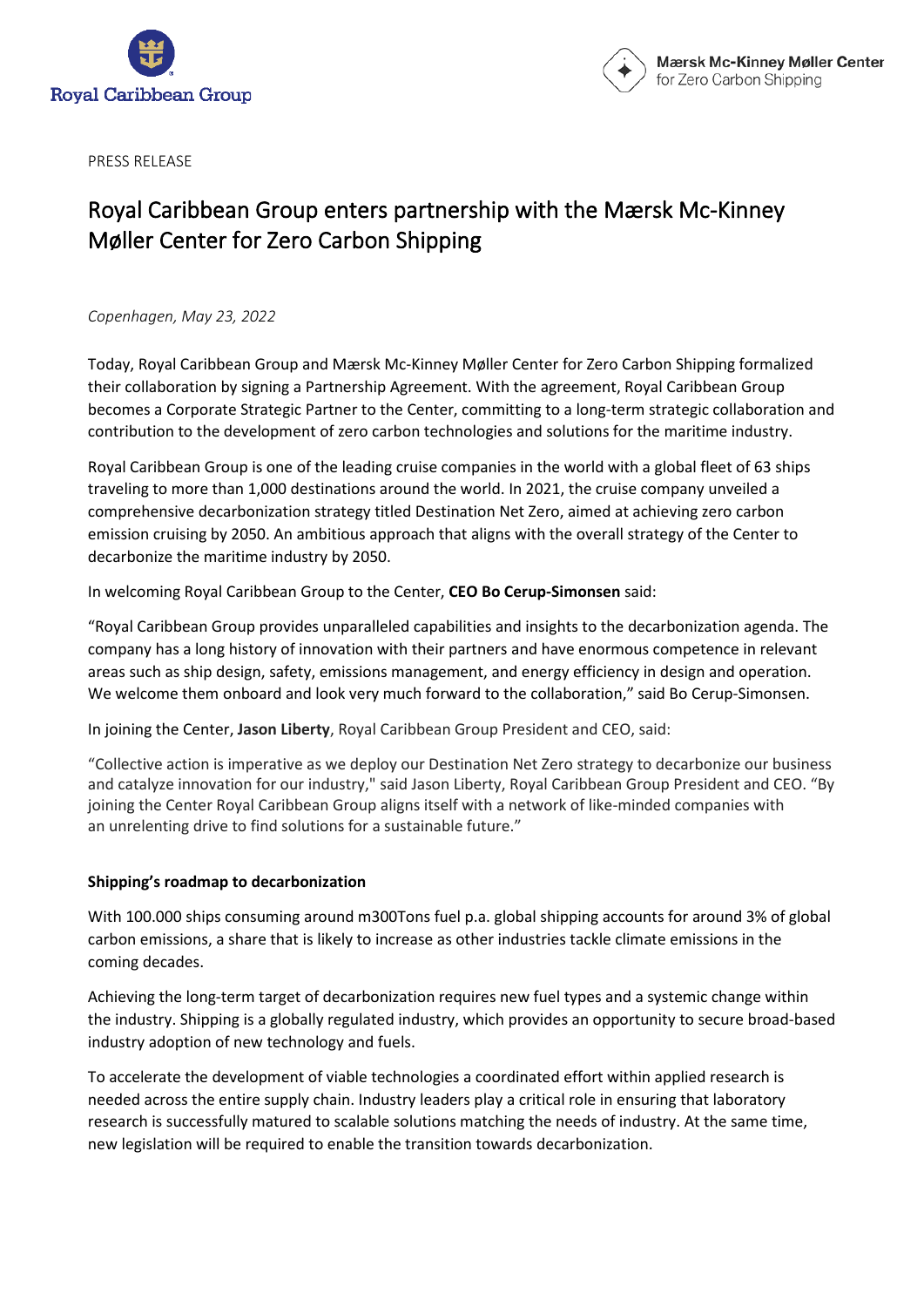PRESS RELEASE

# Royal Caribbean Group enters partnership with the Mærsk Mc-Kinney Møller Center for Zero Carbon Shipping

*Copenhagen, May 23, 2022*

Today, Royal Caribbean Group and Mærsk Mc-Kinney Møller Center for Zero Carbon Shipping formalized their collaboration by signing a Partnership Agreement. With the agreement, Royal Caribbean Group becomes a Corporate Strategic Partner to the Center, committing to a long-term strategic collaboration and contribution to the development of zero carbon technologies and solutions for the maritime industry.

Royal Caribbean Group is one of the leading cruise companies in the world with a global fleet of 63 ships traveling to more than 1,000 destinations around the world. In 2021, the cruise company unveiled a comprehensive decarbonization strategy titled Destination Net Zero, aimed at achieving zero carbon emission cruising by 2050. An ambitious approach that aligns with the overall strategy of the Center to decarbonize the maritime industry by 2050.

In welcoming Royal Caribbean Group to the Center, **CEO Bo Cerup-Simonsen** said:

"Royal Caribbean Group provides unparalleled capabilities and insights to the decarbonization agenda. The company has a long history of innovation with their partners and have enormous competence in relevant areas such as ship design, safety, emissions management, and energy efficiency in design and operation. We welcome them onboard and look very much forward to the collaboration," said Bo Cerup-Simonsen.

In joining the Center, **Jason Liberty**, Royal Caribbean Group President and CEO, said:

"Collective action is imperative as we deploy our Destination Net Zero strategy to decarbonize our business and catalyze innovation for our industry," said Jason Liberty, Royal Caribbean Group President and CEO. "By joining the Center Royal Caribbean Group aligns itself with a network of like-minded companies with an unrelenting drive to find solutions for a sustainable future."

**Shipping's roadmap to decarbonization**

With 100.000 ships consuming around m300Tons fuel p.a. global shipping accounts for around 3% of global carbon emissions, a share that is likely to increase as other industries tackle climate emissions in the coming decades.

Achieving the long-term target of decarbonization requires new fuel types and a systemic change within the industry. Shipping is a globally regulated industry, which provides an opportunity to secure broad-based industry adoption of new technology and fuels.

To accelerate the development of viable technologies a coordinated effort within applied research is needed across the entire supply chain. Industry leaders play a critical role in ensuring that laboratory research is successfully matured to scalable solutions matching the needs of industry. At the same time, new legislation will be required to enable the transition towards decarbonization.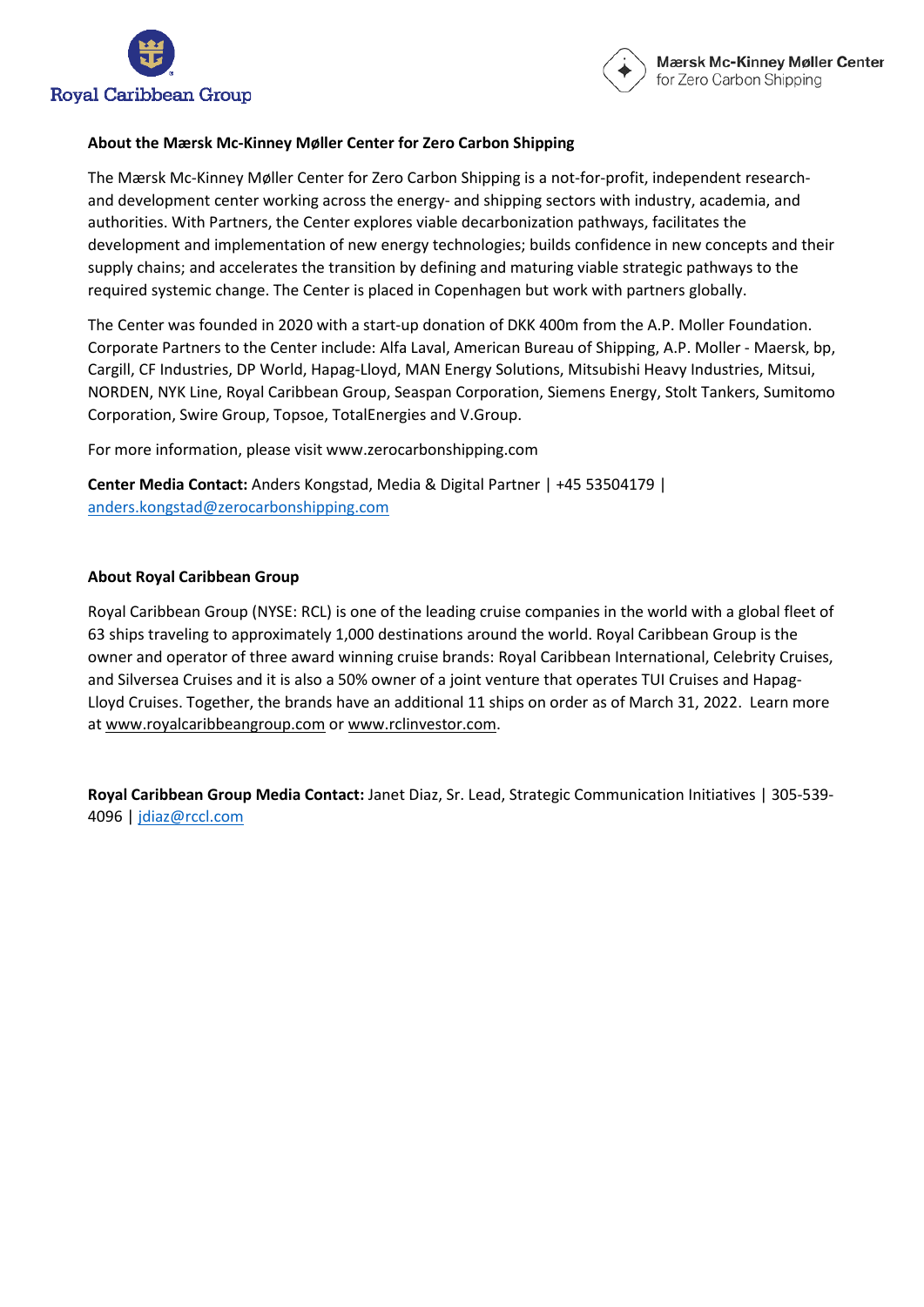### About the Mærsk Mc-Kinney Møller Center for Zero Carbon Shipping

The Mærsk Mc-Kinney Møller Center for Zero Carbon Shipping is a not-for-profit, independent research- and development center working across the energy- and shipping sectors with industry, academia, and authorities. With Partners, the Center explores viable decarbonization pathways, facilitates the development and implementation of new energy technologies; builds confidence in new concepts and their supply chains; and accelerates the transition by defining and maturing viable strategic pathways to the required systemic change. The Center is placed in Copenhagen but work with partners globally.

The Center was founded in 2020 with a start-up donation of DKK 400m from the A.P. Moller Foundation. Corporate Partners to the Center include: Alfa Laval, American Bureau of Shipping, A.P. Moller - Maersk, bp, Cargill, CF Industries, DP World, Hapag-Lloyd, MAN Energy Solutions, Mitsubishi Heavy Industries, Mitsui, NORDEN, NYK Line, Royal Caribbean Group, Seaspan Corporation, Siemens Energy, Stolt Tankers, Sumitomo Corporation, Swire Group, Topsoe, TotalEnergies and V.Group.

For more information, please visit www.zerocarbonshipping.com

**Center Media Contact:** Anders Kongstad, Media & Digital Partner | +45 53504179 | anders.kongstad@zerocarbonshipping.com

### About Royal Caribbean Group

Royal Caribbean Group (NYSE: RCL) is one of the leading cruise companies in the world with a global fleet of 63 ships traveling to approximately 1,000 destinations around the world. Royal Caribbean Group is the owner and operator of three award winning cruise brands: Royal Caribbean International, Celebrity Cruises, and Silversea Cruises and it is also a 50% owner of a joint venture that operates TUI Cruises and Hapag-Lloyd Cruises. Together, the brands have an additional 11 ships on order as of March 31, 2022. Learn more at www.royalcaribbeangroup.com or www.rclinvestor.com.

**Royal Caribbean Group Media Contact:** Janet Diaz, Sr. Lead, Strategic Communication Initiatives | 305-539-4096 | jdiaz@rccl.com